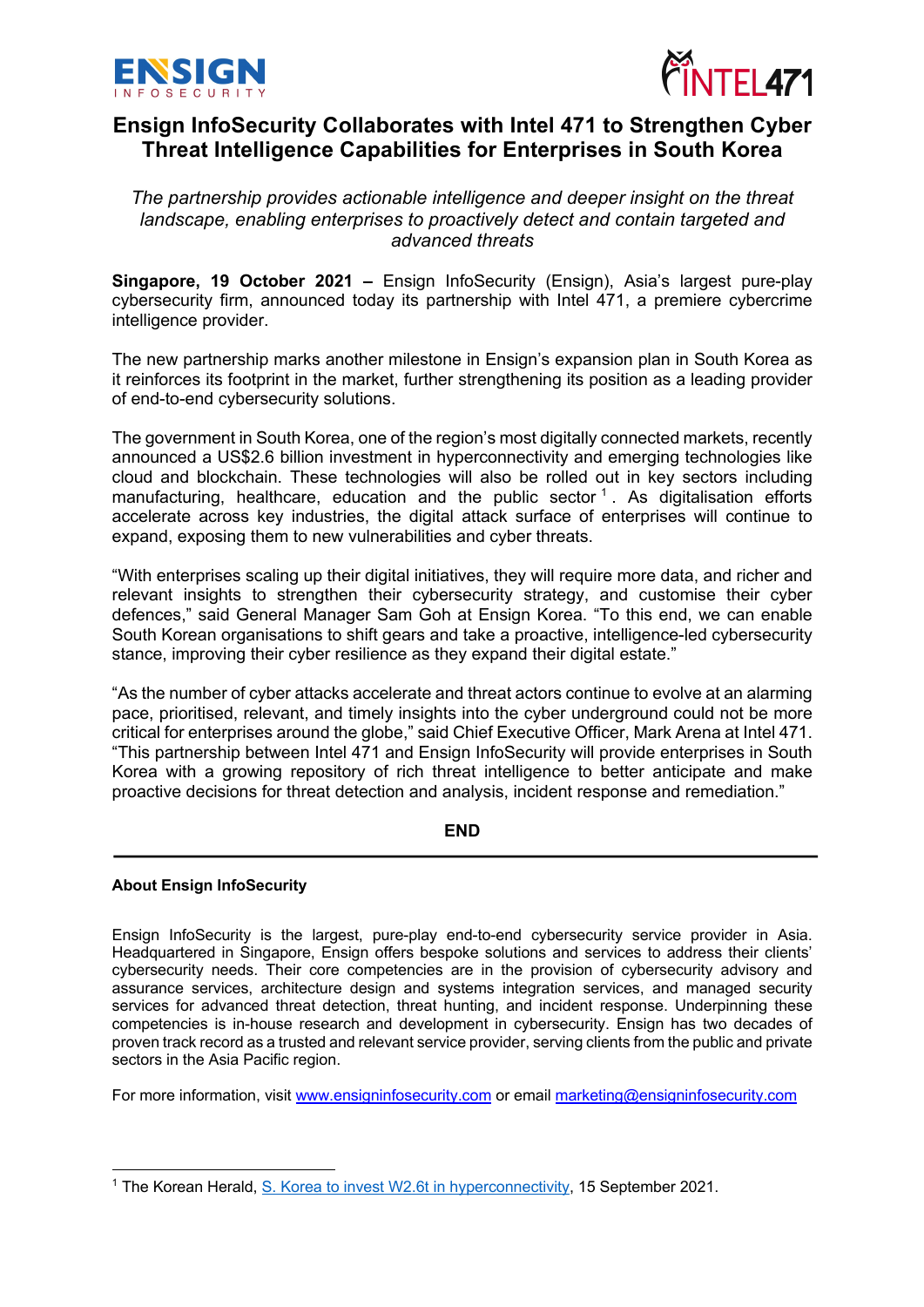# Ensign InfoSecurity Collaborates with Intel 471 to Strengthen Cyber Threat Intelligence Capabilities for Enterprises in South Korea

*The partnership provides actionable intelligence and deeper insight on the threat landscape, enabling enterprises to proactively detect and contain targeted and advanced threats*

**Singapore, 19 October 2021 –** Ensign InfoSecurity (Ensign), Asia's largest pure-play cybersecurity firm, announced today its partnership with Intel 471, a premiere cybercrime intelligence provider.

The new partnership marks another milestone in Ensign's expansion plan in South Korea as it reinforces its footprint in the market, further strengthening its position as a leading provider of end-to-end cybersecurity solutions.

The government in South Korea, one of the region's most digitally connected markets, recently announced a US$2.6 billion investment in hyperconnectivity and emerging technologies like cloud and blockchain. These technologies will also be rolled out in key sectors including manufacturing, healthcare, education and the public sector [1]. As digitalisation efforts accelerate across key industries, the digital attack surface of enterprises will continue to expand, exposing them to new vulnerabilities and cyber threats.

"With enterprises scaling up their digital initiatives, they will require more data, and richer and relevant insights to strengthen their cybersecurity strategy, and customise their cyber defences," said General Manager Sam Goh at Ensign Korea. "To this end, we can enable South Korean organisations to shift gears and take a proactive, intelligence-led cybersecurity stance, improving their cyber resilience as they expand their digital estate."

"As the number of cyber attacks accelerate and threat actors continue to evolve at an alarming pace, prioritised, relevant, and timely insights into the cyber underground could not be more critical for enterprises around the globe," said Chief Executive Officer, Mark Arena at Intel 471. "This partnership between Intel 471 and Ensign InfoSecurity will provide enterprises in South Korea with a growing repository of rich threat intelligence to better anticipate and make proactive decisions for threat detection and analysis, incident response and remediation."

**END**

---

**About Ensign InfoSecurity**

Ensign InfoSecurity is the largest, pure-play end-to-end cybersecurity service provider in Asia. Headquartered in Singapore, Ensign offers bespoke solutions and services to address their clients' cybersecurity needs. Their core competencies are in the provision of cybersecurity advisory and assurance services, architecture design and systems integration services, and managed security services for advanced threat detection, threat hunting, and incident response. Underpinning these competencies is in-house research and development in cybersecurity. Ensign has two decades of proven track record as a trusted and relevant service provider, serving clients from the public and private sectors in the Asia Pacific region.

For more information, visit www.ensigninfosecurity.com or email marketing@ensigninfosecurity.com

---

[1] The Korean Herald, S. Korea to invest W2.6t in hyperconnectivity, 15 September 2021.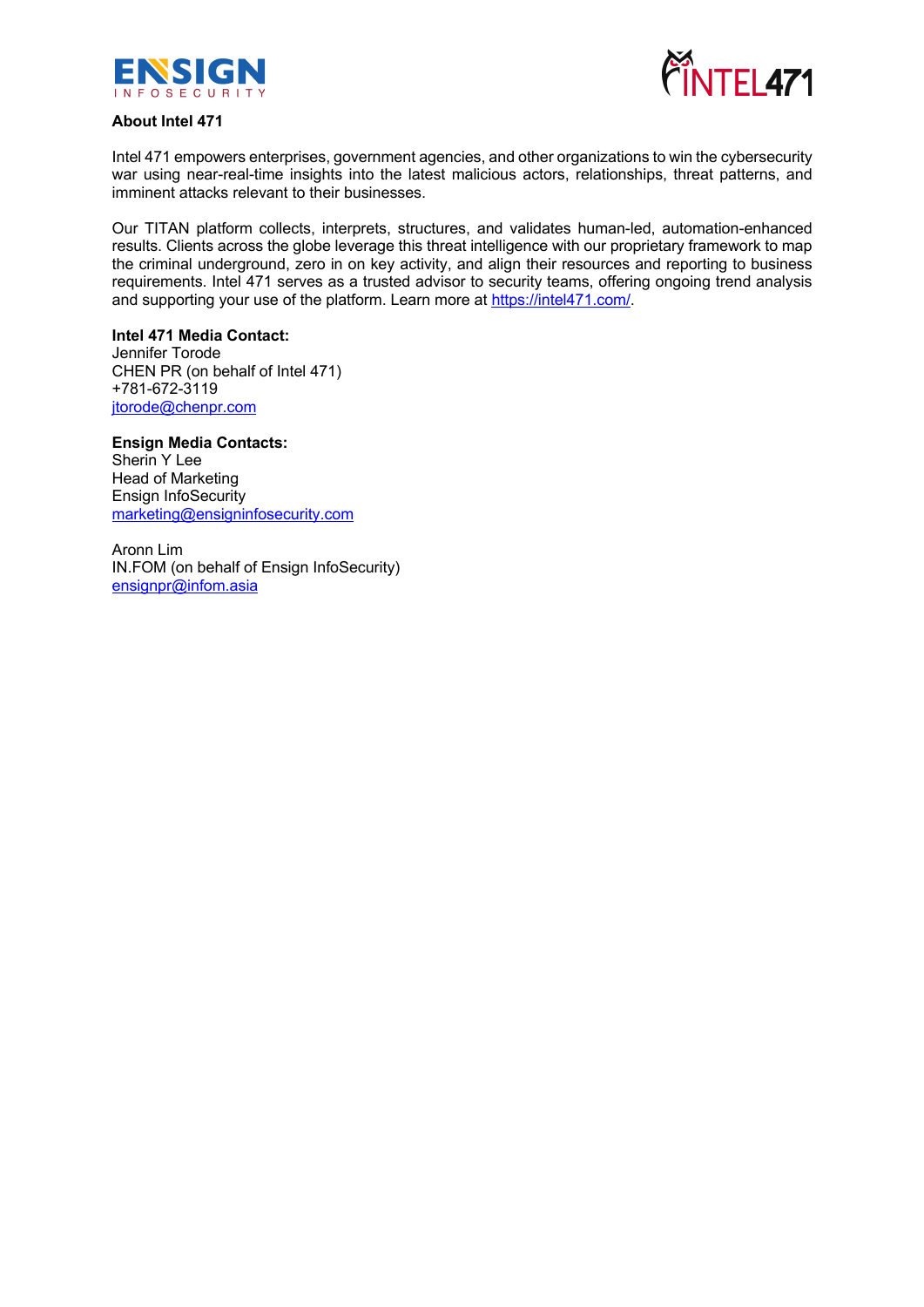## About Intel 471

Intel 471 empowers enterprises, government agencies, and other organizations to win the cybersecurity war using near-real-time insights into the latest malicious actors, relationships, threat patterns, and imminent attacks relevant to their businesses.

Our TITAN platform collects, interprets, structures, and validates human-led, automation-enhanced results. Clients across the globe leverage this threat intelligence with our proprietary framework to map the criminal underground, zero in on key activity, and align their resources and reporting to business requirements. Intel 471 serves as a trusted advisor to security teams, offering ongoing trend analysis and supporting your use of the platform. Learn more at [https://intel471.com/](https://intel471.com/).

**Intel 471 Media Contact:**
Jennifer Torode
CHEN PR (on behalf of Intel 471)
+781-672-3119
[jtorode@chenpr.com](mailto:jtorode@chenpr.com)

**Ensign Media Contacts:**
Sherin Y Lee
Head of Marketing
Ensign InfoSecurity
[marketing@ensigninfosecurity.com](mailto:marketing@ensigninfosecurity.com)

Aronn Lim
IN.FOM (on behalf of Ensign InfoSecurity)
[ensignpr@infom.asia](mailto:ensignpr@infom.asia)